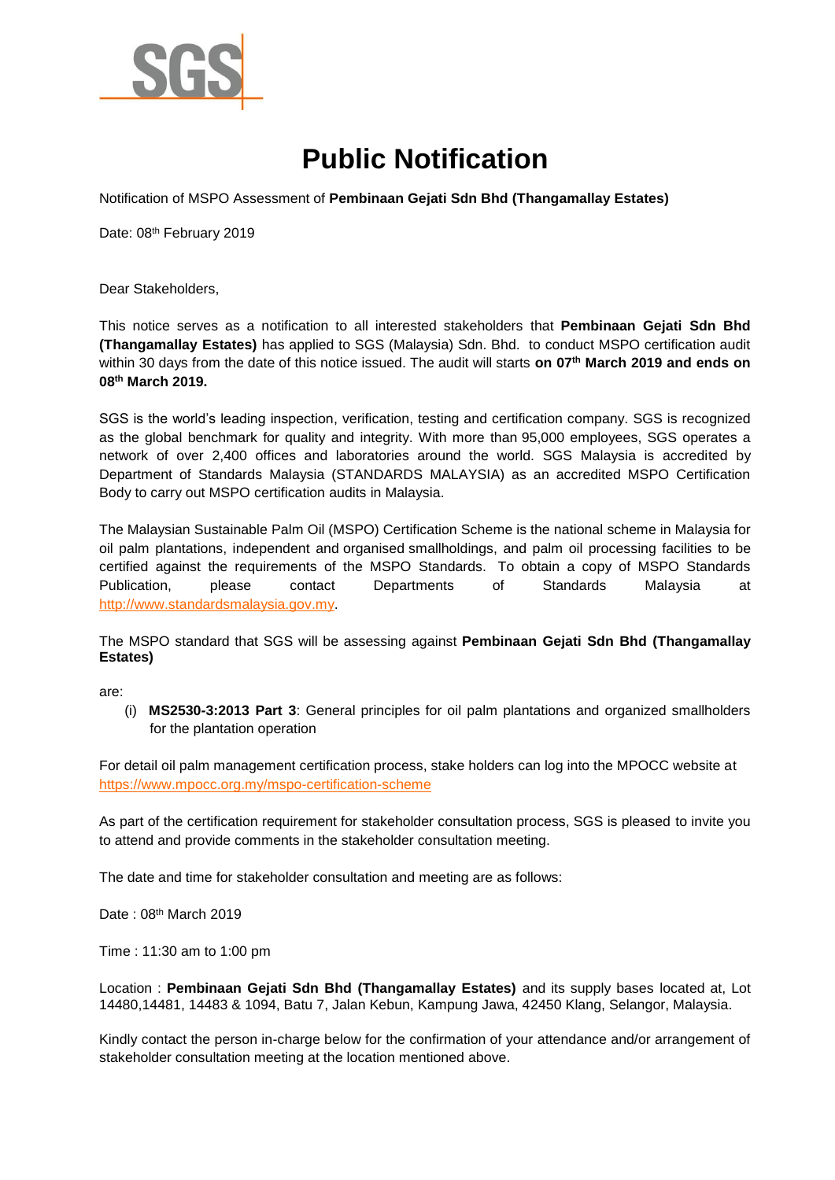# Public Notification

Notification of MSPO Assessment of **Pembinaan Gejati Sdn Bhd (Thangamallay Estates)**

Date: 08th February 2019

Dear Stakeholders,

This notice serves as a notification to all interested stakeholders that **Pembinaan Gejati Sdn Bhd (Thangamallay Estates)** has applied to SGS (Malaysia) Sdn. Bhd. to conduct MSPO certification audit within 30 days from the date of this notice issued. The audit will starts **on 07th March 2019 and ends on 08th March 2019.**

SGS is the world's leading inspection, verification, testing and certification company. SGS is recognized as the global benchmark for quality and integrity. With more than 95,000 employees, SGS operates a network of over 2,400 offices and laboratories around the world. SGS Malaysia is accredited by Department of Standards Malaysia (STANDARDS MALAYSIA) as an accredited MSPO Certification Body to carry out MSPO certification audits in Malaysia.

The Malaysian Sustainable Palm Oil (MSPO) Certification Scheme is the national scheme in Malaysia for oil palm plantations, independent and organised smallholdings, and palm oil processing facilities to be certified against the requirements of the MSPO Standards. To obtain a copy of MSPO Standards Publication, please contact Departments of Standards Malaysia at http://www.standardsmalaysia.gov.my.

The MSPO standard that SGS will be assessing against **Pembinaan Gejati Sdn Bhd (Thangamallay Estates)**

are:

(i) **MS2530-3:2013 Part 3**: General principles for oil palm plantations and organized smallholders for the plantation operation

For detail oil palm management certification process, stake holders can log into the MPOCC website at https://www.mpocc.org.my/mspo-certification-scheme

As part of the certification requirement for stakeholder consultation process, SGS is pleased to invite you to attend and provide comments in the stakeholder consultation meeting.

The date and time for stakeholder consultation and meeting are as follows:

Date : 08th March 2019

Time : 11:30 am to 1:00 pm

Location : **Pembinaan Gejati Sdn Bhd (Thangamallay Estates)** and its supply bases located at, Lot 14480,14481, 14483 & 1094, Batu 7, Jalan Kebun, Kampung Jawa, 42450 Klang, Selangor, Malaysia.

Kindly contact the person in-charge below for the confirmation of your attendance and/or arrangement of stakeholder consultation meeting at the location mentioned above.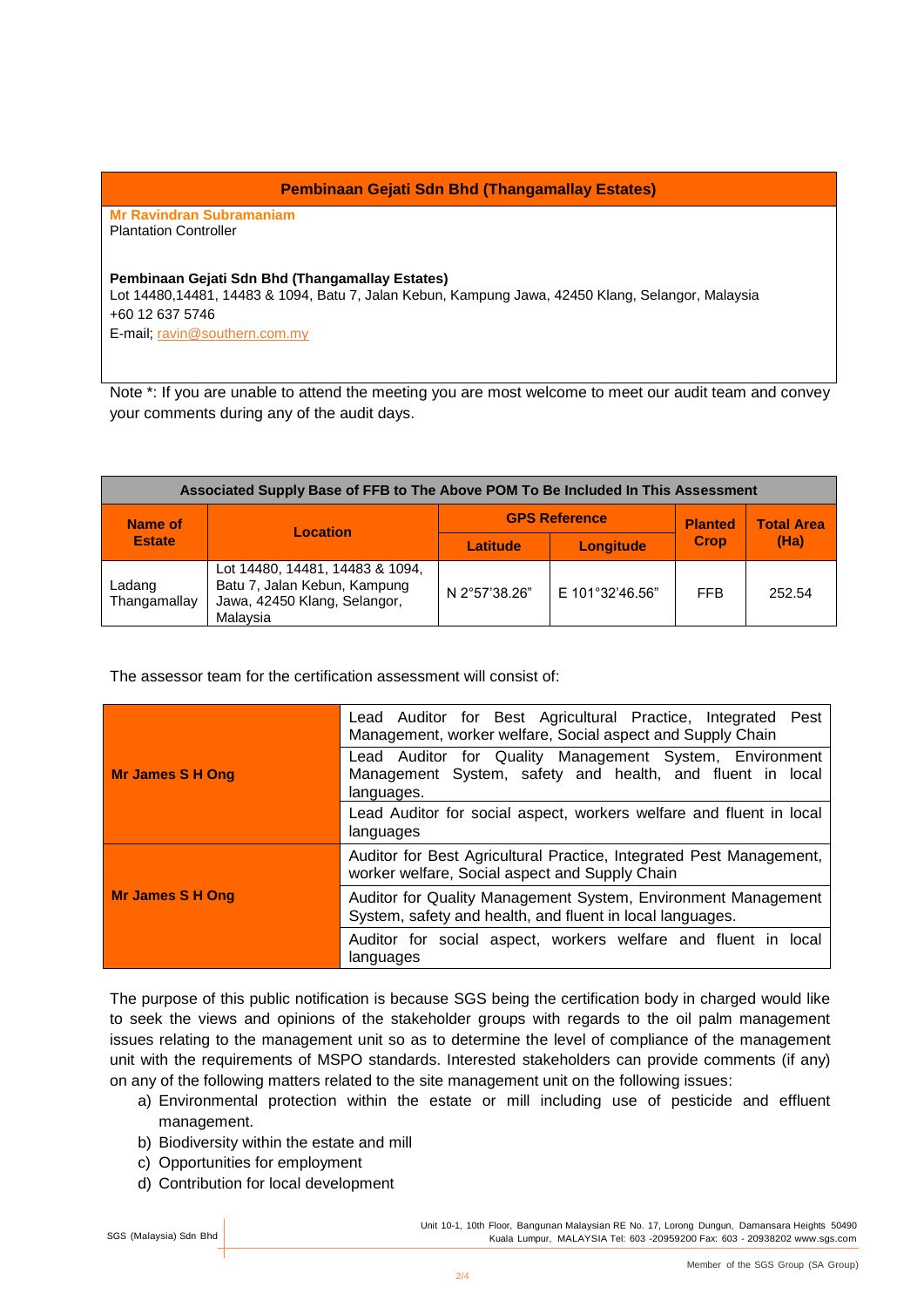| Pembinaan Gejati Sdn Bhd (Thangamallay Estates) |
|---|
| **Mr Ravindran Subramaniam**<br>Plantation Controller<br><br>**Pembinaan Gejati Sdn Bhd (Thangamallay Estates)**<br>Lot 14480,14481, 14483 & 1094, Batu 7, Jalan Kebun, Kampung Jawa, 42450 Klang, Selangor, Malaysia<br>+60 12 637 5746<br>E-mail; ravin@southern.com.my |

Note *: If you are unable to attend the meeting you are most welcome to meet our audit team and convey your comments during any of the audit days.

| Associated Supply Base of FFB to The Above POM To Be Included In This Assessment | | | | | |
|---|---|---|---|---|---|
| **Name of Estate** | **Location** | **GPS Reference** | | **Planted Crop** | **Total Area (Ha)** |
| | | **Latitude** | **Longitude** | | |
| Ladang Thangamallay | Lot 14480, 14481, 14483 & 1094, Batu 7, Jalan Kebun, Kampung Jawa, 42450 Klang, Selangor, Malaysia | N 2°57'38.26" | E 101°32'46.56" | FFB | 252.54 |

The assessor team for the certification assessment will consist of:

| | |
|---|---|
| **Mr James S H Ong** | Lead Auditor for Best Agricultural Practice, Integrated Pest Management, worker welfare, Social aspect and Supply Chain |
| | Lead Auditor for Quality Management System, Environment Management System, safety and health, and fluent in local languages. |
| | Lead Auditor for social aspect, workers welfare and fluent in local languages |
| **Mr James S H Ong** | Auditor for Best Agricultural Practice, Integrated Pest Management, worker welfare, Social aspect and Supply Chain |
| | Auditor for Quality Management System, Environment Management System, safety and health, and fluent in local languages. |
| | Auditor for social aspect, workers welfare and fluent in local languages |

The purpose of this public notification is because SGS being the certification body in charged would like to seek the views and opinions of the stakeholder groups with regards to the oil palm management issues relating to the management unit so as to determine the level of compliance of the management unit with the requirements of MSPO standards. Interested stakeholders can provide comments (if any) on any of the following matters related to the site management unit on the following issues:

a) Environmental protection within the estate or mill including use of pesticide and effluent management.
b) Biodiversity within the estate and mill
c) Opportunities for employment
d) Contribution for local development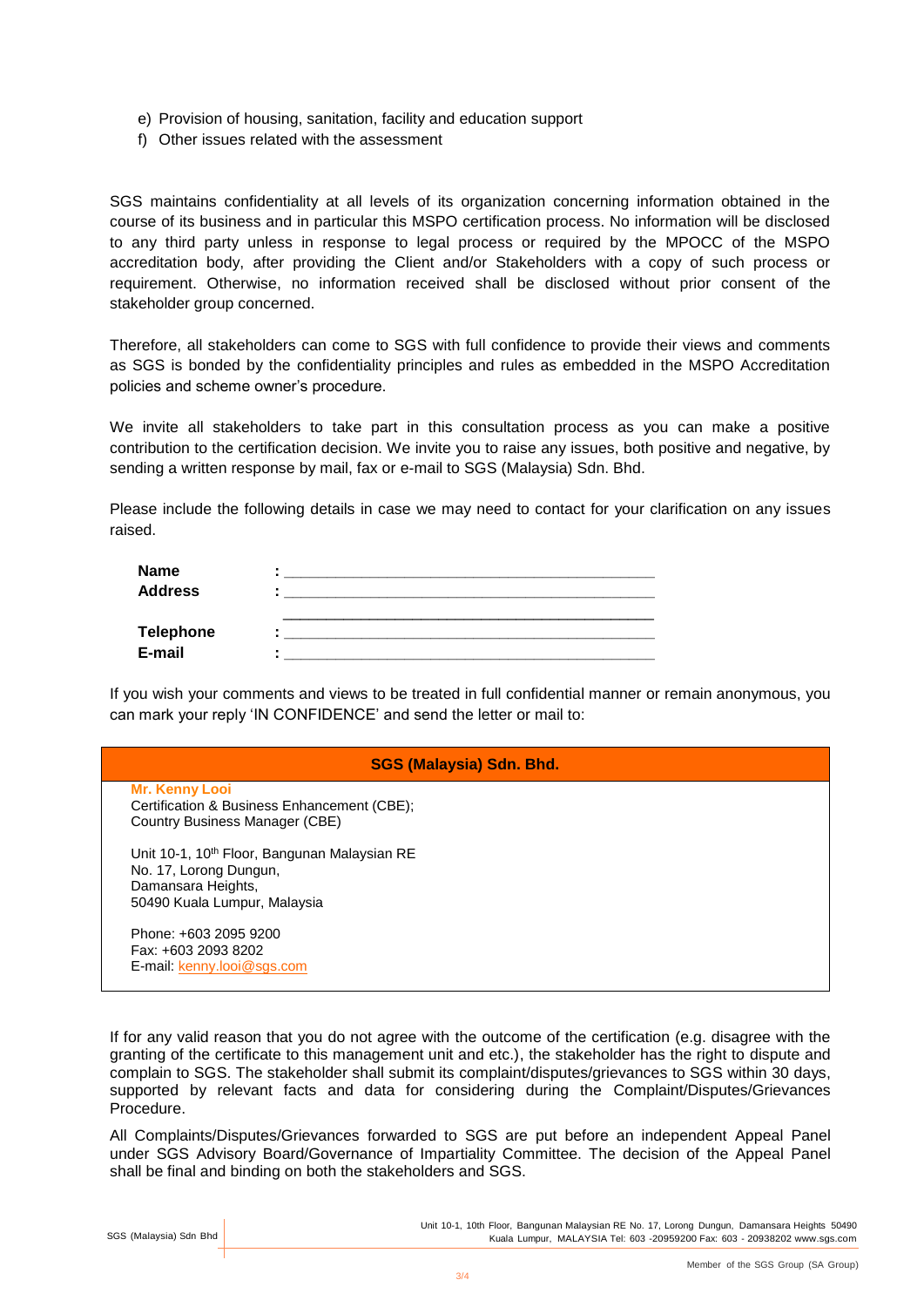e) Provision of housing, sanitation, facility and education support
f) Other issues related with the assessment

SGS maintains confidentiality at all levels of its organization concerning information obtained in the course of its business and in particular this MSPO certification process. No information will be disclosed to any third party unless in response to legal process or required by the MPOCC of the MSPO accreditation body, after providing the Client and/or Stakeholders with a copy of such process or requirement. Otherwise, no information received shall be disclosed without prior consent of the stakeholder group concerned.

Therefore, all stakeholders can come to SGS with full confidence to provide their views and comments as SGS is bonded by the confidentiality principles and rules as embedded in the MSPO Accreditation policies and scheme owner's procedure.

We invite all stakeholders to take part in this consultation process as you can make a positive contribution to the certification decision. We invite you to raise any issues, both positive and negative, by sending a written response by mail, fax or e-mail to SGS (Malaysia) Sdn. Bhd.

Please include the following details in case we may need to contact for your clarification on any issues raised.

**Name** : ____________________________________________

**Address** : ____________________________________________

____________________________________________

**Telephone** : ____________________________________________

**E-mail** : ____________________________________________

If you wish your comments and views to be treated in full confidential manner or remain anonymous, you can mark your reply 'IN CONFIDENCE' and send the letter or mail to:

| **SGS (Malaysia) Sdn. Bhd.** |
|---|
| **Mr. Kenny Looi**<br>Certification & Business Enhancement (CBE);<br>Country Business Manager (CBE)<br><br>Unit 10-1, 10th Floor, Bangunan Malaysian RE<br>No. 17, Lorong Dungun,<br>Damansara Heights,<br>50490 Kuala Lumpur, Malaysia<br><br>Phone: +603 2095 9200<br>Fax: +603 2093 8202<br>E-mail: kenny.looi@sgs.com |

If for any valid reason that you do not agree with the outcome of the certification (e.g. disagree with the granting of the certificate to this management unit and etc.), the stakeholder has the right to dispute and complain to SGS. The stakeholder shall submit its complaint/disputes/grievances to SGS within 30 days, supported by relevant facts and data for considering during the Complaint/Disputes/Grievances Procedure.

All Complaints/Disputes/Grievances forwarded to SGS are put before an independent Appeal Panel under SGS Advisory Board/Governance of Impartiality Committee. The decision of the Appeal Panel shall be final and binding on both the stakeholders and SGS.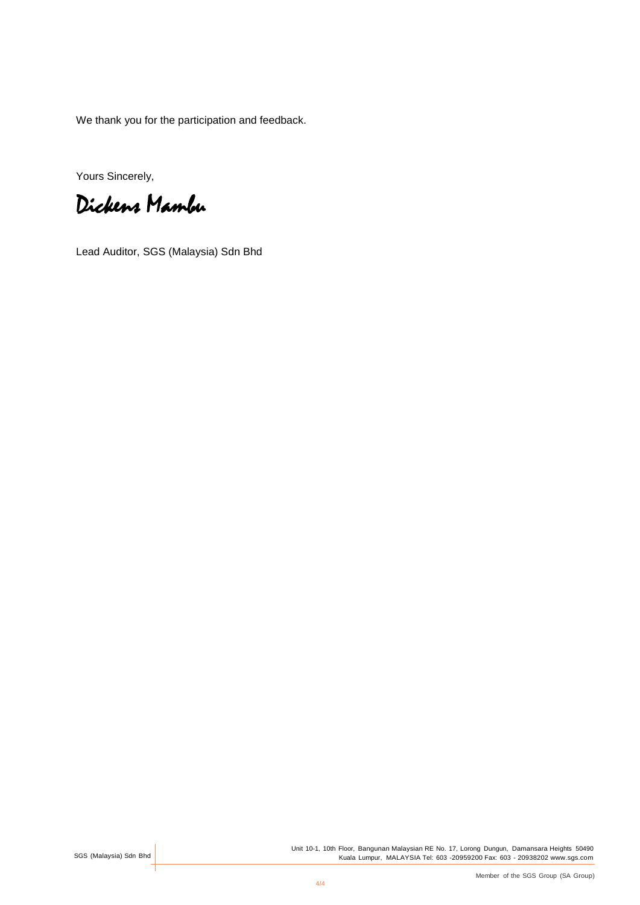We thank you for the participation and feedback.

Yours Sincerely,

Dickens Mambu

Lead Auditor, SGS (Malaysia) Sdn Bhd